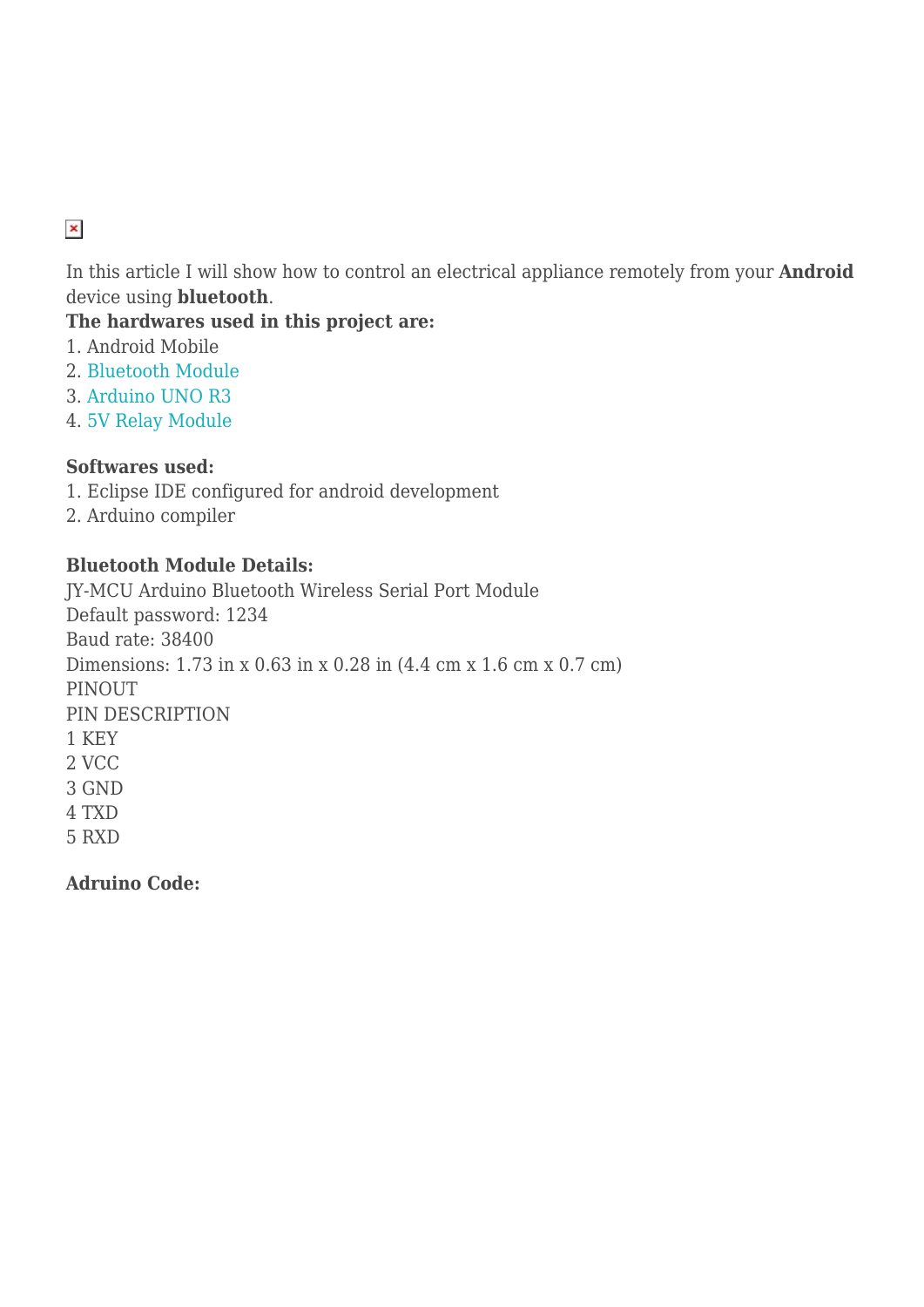In this article I will show how to control an electrical appliance remotely from your **Android** device using **bluetooth**.

**The hardwares used in this project are:**

1. Android Mobile
2. Bluetooth Module
3. Arduino UNO R3
4. 5V Relay Module

**Softwares used:**

1. Eclipse IDE configured for android development
2. Arduino compiler

**Bluetooth Module Details:**

JY-MCU Arduino Bluetooth Wireless Serial Port Module
Default password: 1234
Baud rate: 38400
Dimensions: 1.73 in x 0.63 in x 0.28 in (4.4 cm x 1.6 cm x 0.7 cm)
PINOUT
PIN DESCRIPTION
1 KEY
2 VCC
3 GND
4 TXD
5 RXD

**Adruino Code:**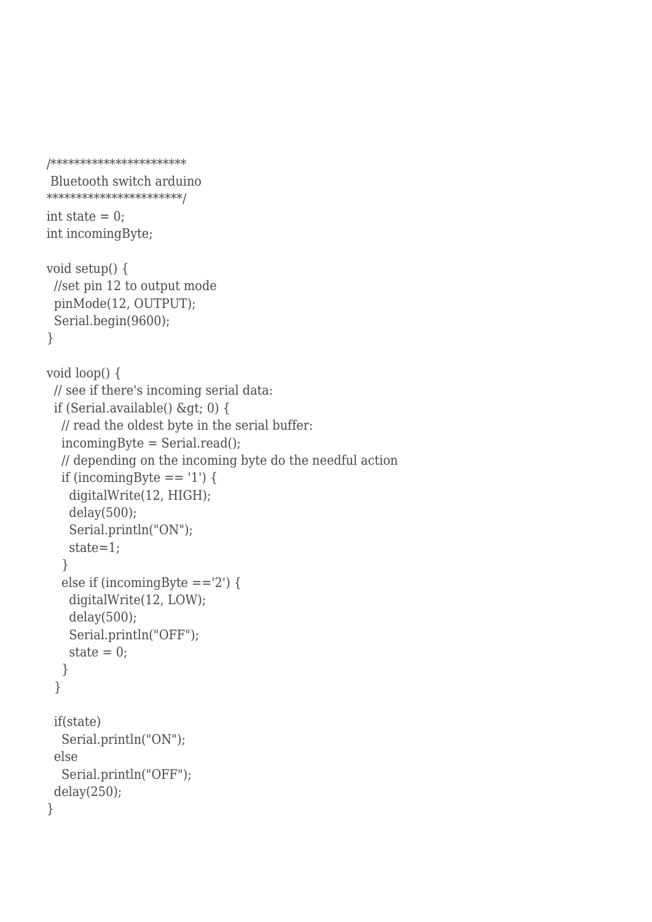```
/**********************
 Bluetooth switch arduino
**********************/
int state = 0;
int incomingByte;

void setup() {
  //set pin 12 to output mode
  pinMode(12, OUTPUT);
  Serial.begin(9600);
}

void loop() {
  // see if there's incoming serial data:
  if (Serial.available() &gt; 0) {
    // read the oldest byte in the serial buffer:
    incomingByte = Serial.read();
    // depending on the incoming byte do the needful action
    if (incomingByte == '1') {
      digitalWrite(12, HIGH);
      delay(500);
      Serial.println("ON");
      state=1;
    }
    else if (incomingByte =='2') {
      digitalWrite(12, LOW);
      delay(500);
      Serial.println("OFF");
      state = 0;
    }
  }

  if(state)
    Serial.println("ON");
  else
    Serial.println("OFF");
  delay(250);
}
```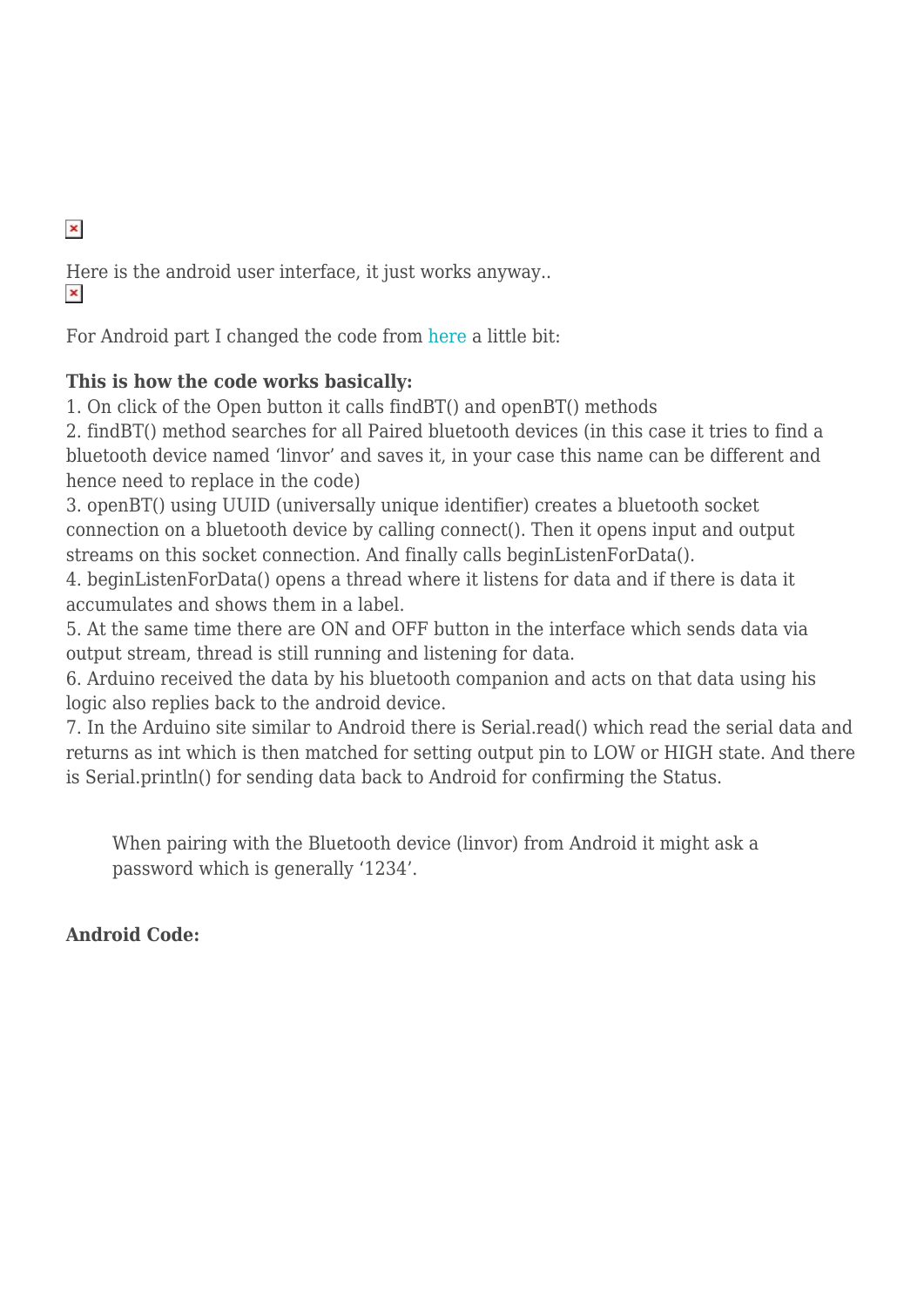Here is the android user interface, it just works anyway..

For Android part I changed the code from here a little bit:

**This is how the code works basically:**

1. On click of the Open button it calls findBT() and openBT() methods
2. findBT() method searches for all Paired bluetooth devices (in this case it tries to find a bluetooth device named 'linvor' and saves it, in your case this name can be different and hence need to replace in the code)
3. openBT() using UUID (universally unique identifier) creates a bluetooth socket connection on a bluetooth device by calling connect(). Then it opens input and output streams on this socket connection. And finally calls beginListenForData().
4. beginListenForData() opens a thread where it listens for data and if there is data it accumulates and shows them in a label.
5. At the same time there are ON and OFF button in the interface which sends data via output stream, thread is still running and listening for data.
6. Arduino received the data by his bluetooth companion and acts on that data using his logic also replies back to the android device.
7. In the Arduino site similar to Android there is Serial.read() which read the serial data and returns as int which is then matched for setting output pin to LOW or HIGH state. And there is Serial.println() for sending data back to Android for confirming the Status.

> When pairing with the Bluetooth device (linvor) from Android it might ask a password which is generally '1234'.

**Android Code:**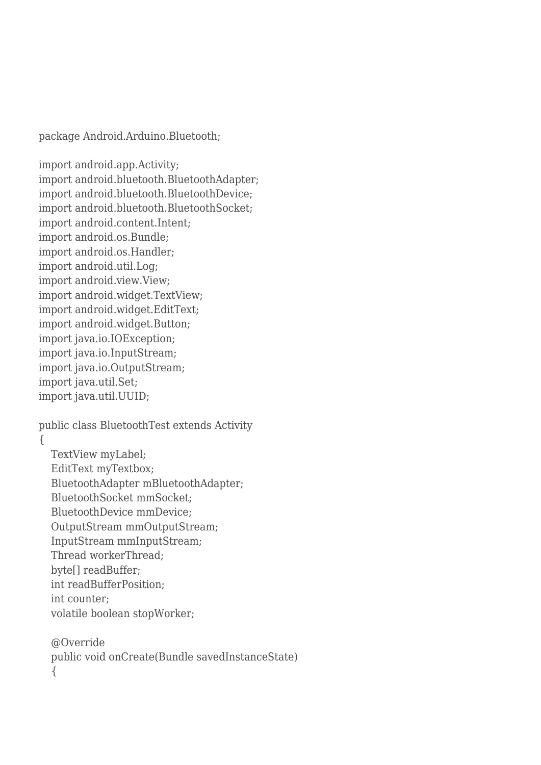```
package Android.Arduino.Bluetooth;

import android.app.Activity;
import android.bluetooth.BluetoothAdapter;
import android.bluetooth.BluetoothDevice;
import android.bluetooth.BluetoothSocket;
import android.content.Intent;
import android.os.Bundle;
import android.os.Handler;
import android.util.Log;
import android.view.View;
import android.widget.TextView;
import android.widget.EditText;
import android.widget.Button;
import java.io.IOException;
import java.io.InputStream;
import java.io.OutputStream;
import java.util.Set;
import java.util.UUID;

public class BluetoothTest extends Activity
{
    TextView myLabel;
    EditText myTextbox;
    BluetoothAdapter mBluetoothAdapter;
    BluetoothSocket mmSocket;
    BluetoothDevice mmDevice;
    OutputStream mmOutputStream;
    InputStream mmInputStream;
    Thread workerThread;
    byte[] readBuffer;
    int readBufferPosition;
    int counter;
    volatile boolean stopWorker;

    @Override
    public void onCreate(Bundle savedInstanceState)
    {
```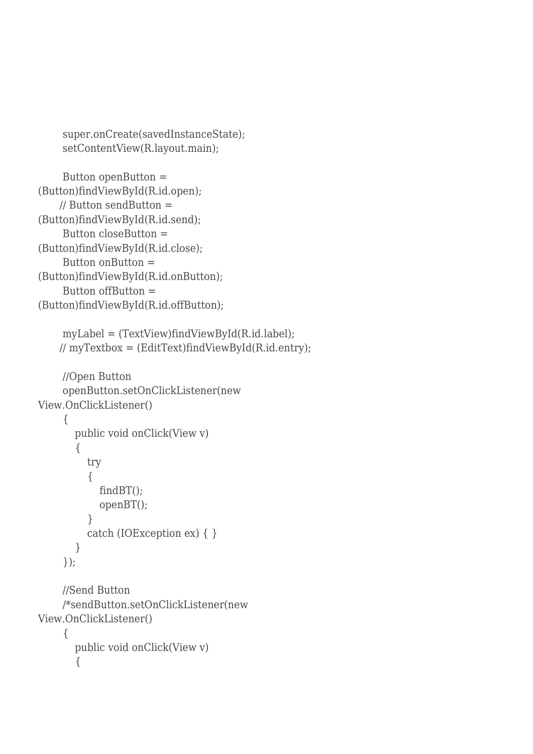```
        super.onCreate(savedInstanceState);
        setContentView(R.layout.main);

        Button openButton =
(Button)findViewById(R.id.open);
       // Button sendButton =
(Button)findViewById(R.id.send);
        Button closeButton =
(Button)findViewById(R.id.close);
        Button onButton =
(Button)findViewById(R.id.onButton);
        Button offButton =
(Button)findViewById(R.id.offButton);

        myLabel = (TextView)findViewById(R.id.label);
       // myTextbox = (EditText)findViewById(R.id.entry);

        //Open Button
        openButton.setOnClickListener(new
View.OnClickListener()
        {
            public void onClick(View v)
            {
                try
                {
                    findBT();
                    openBT();
                }
                catch (IOException ex) { }
            }
        });

        //Send Button
        /*sendButton.setOnClickListener(new
View.OnClickListener()
        {
            public void onClick(View v)
            {
```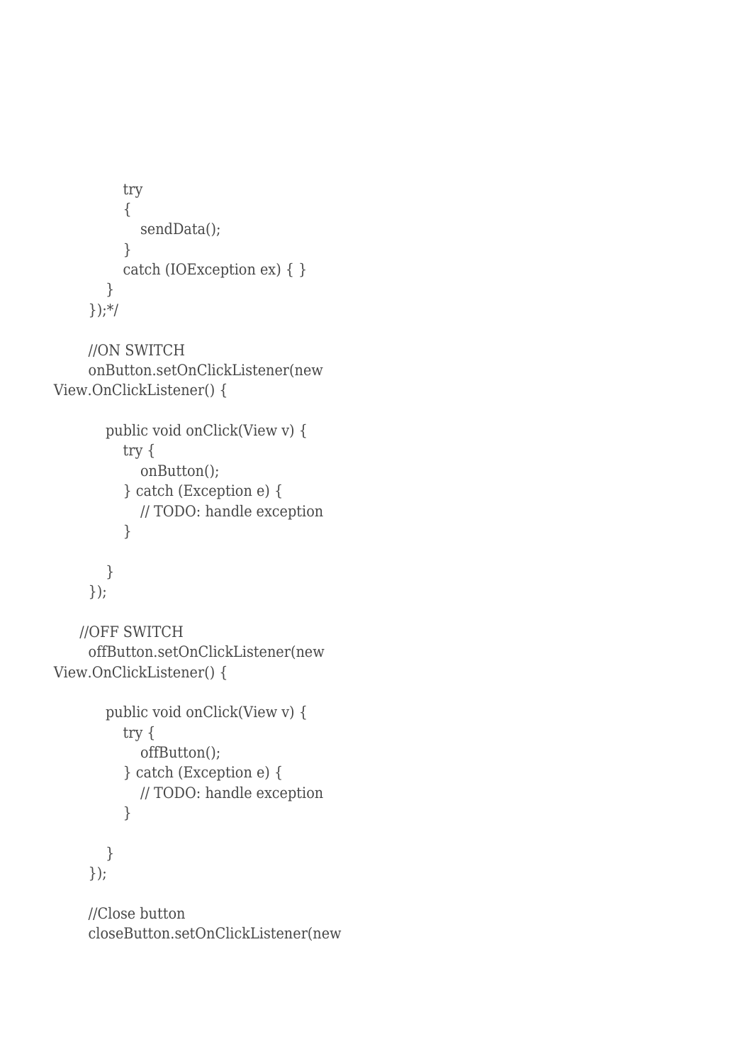```
            try
            {
                sendData();
            }
            catch (IOException ex) { }
        }
    });*/

    //ON SWITCH
    onButton.setOnClickListener(new
View.OnClickListener() {

        public void onClick(View v) {
            try {
                onButton();
            } catch (Exception e) {
                // TODO: handle exception
            }

        }
    });

   //OFF SWITCH
    offButton.setOnClickListener(new
View.OnClickListener() {

        public void onClick(View v) {
            try {
                offButton();
            } catch (Exception e) {
                // TODO: handle exception
            }

        }
    });

    //Close button
    closeButton.setOnClickListener(new
```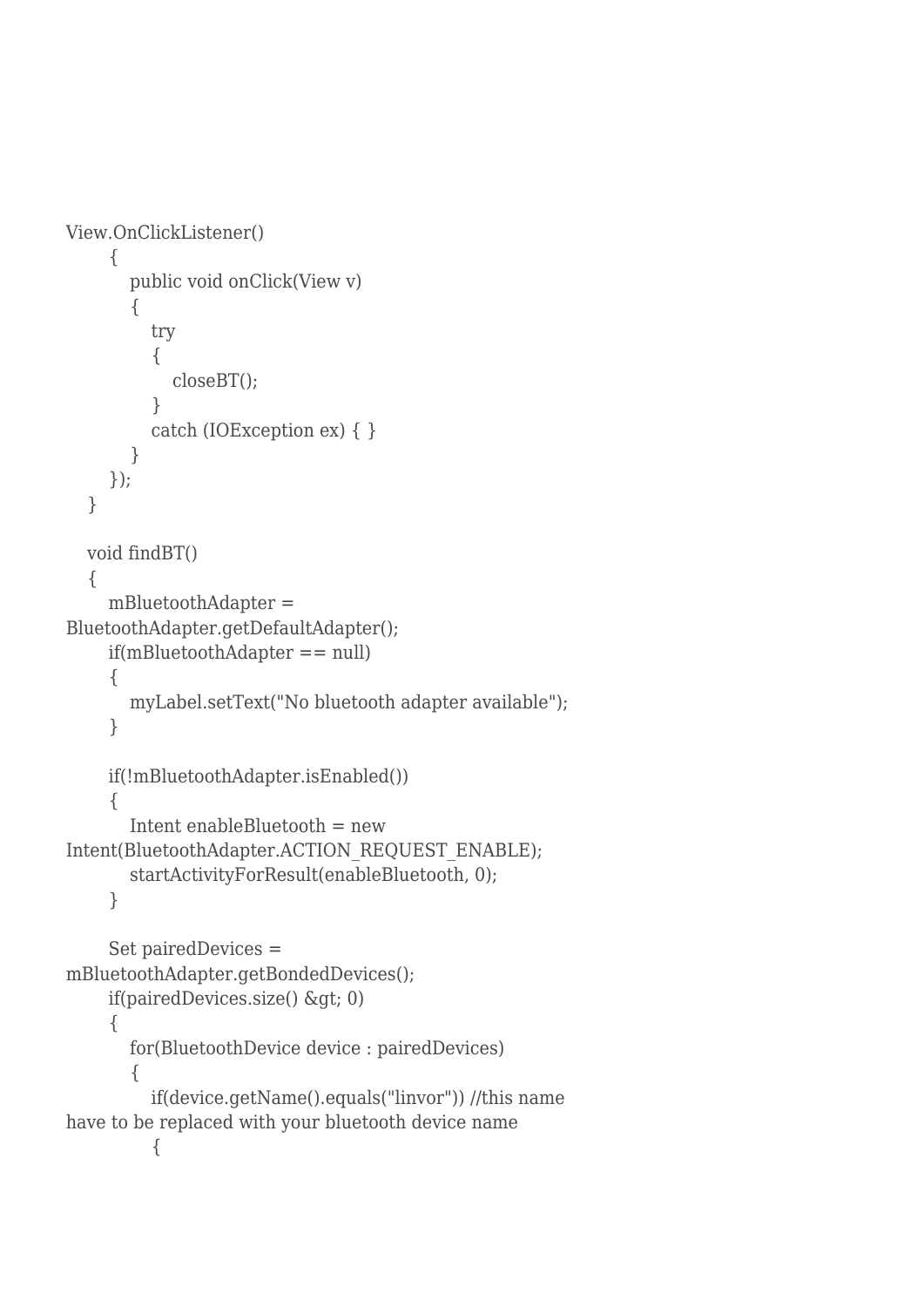```
View.OnClickListener()
      {
         public void onClick(View v)
         {
            try
            {
               closeBT();
            }
            catch (IOException ex) { }
         }
      });
   }

   void findBT()
   {
      mBluetoothAdapter =
BluetoothAdapter.getDefaultAdapter();
      if(mBluetoothAdapter == null)
      {
         myLabel.setText("No bluetooth adapter available");
      }

      if(!mBluetoothAdapter.isEnabled())
      {
         Intent enableBluetooth = new
Intent(BluetoothAdapter.ACTION_REQUEST_ENABLE);
         startActivityForResult(enableBluetooth, 0);
      }

      Set pairedDevices =
mBluetoothAdapter.getBondedDevices();
      if(pairedDevices.size() &gt; 0)
      {
         for(BluetoothDevice device : pairedDevices)
         {
            if(device.getName().equals("linvor")) //this name
have to be replaced with your bluetooth device name
            {
```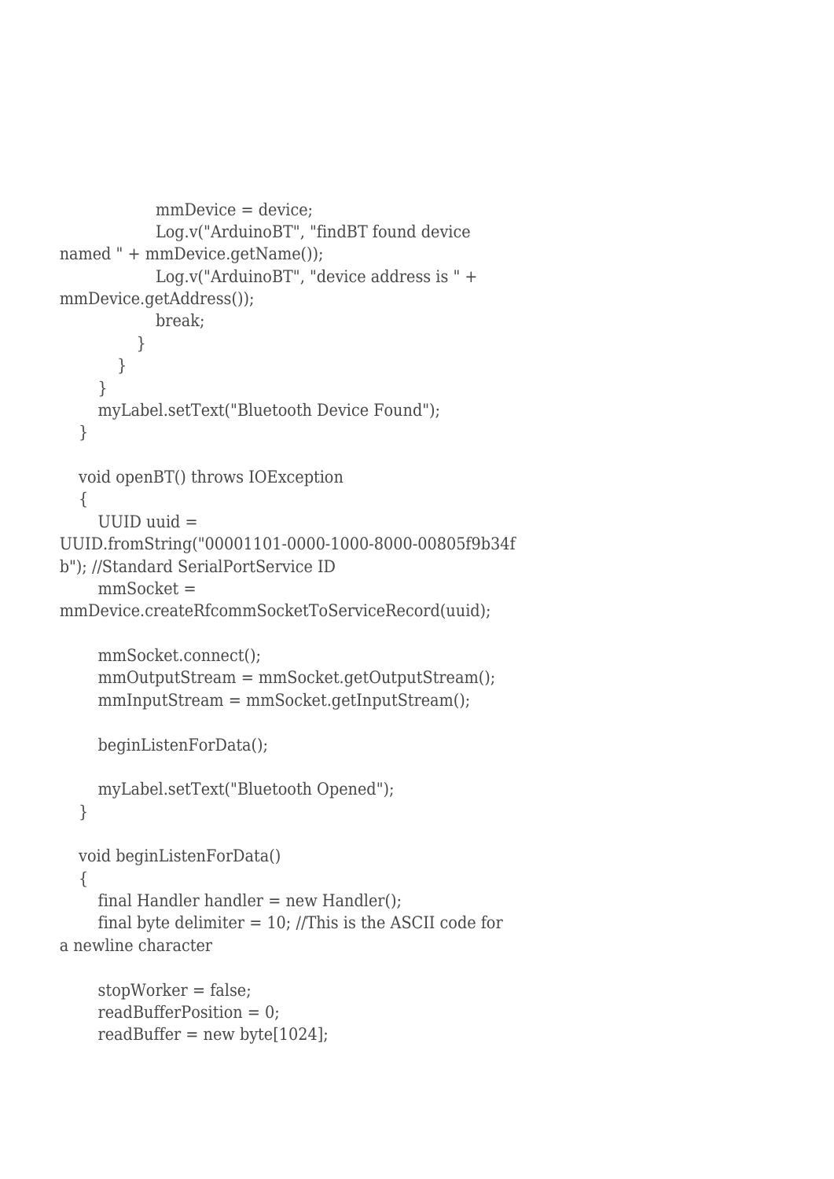```
                mmDevice = device;
                Log.v("ArduinoBT", "findBT found device named " + mmDevice.getName());
                Log.v("ArduinoBT", "device address is " + mmDevice.getAddress());
                break;
            }
        }
    }
    myLabel.setText("Bluetooth Device Found");
}

void openBT() throws IOException
{
    UUID uuid = UUID.fromString("00001101-0000-1000-8000-00805f9b34fb"); //Standard SerialPortService ID
    mmSocket = mmDevice.createRfcommSocketToServiceRecord(uuid);

    mmSocket.connect();
    mmOutputStream = mmSocket.getOutputStream();
    mmInputStream = mmSocket.getInputStream();

    beginListenForData();

    myLabel.setText("Bluetooth Opened");
}

void beginListenForData()
{
    final Handler handler = new Handler();
    final byte delimiter = 10; //This is the ASCII code for a newline character

    stopWorker = false;
    readBufferPosition = 0;
    readBuffer = new byte[1024];
```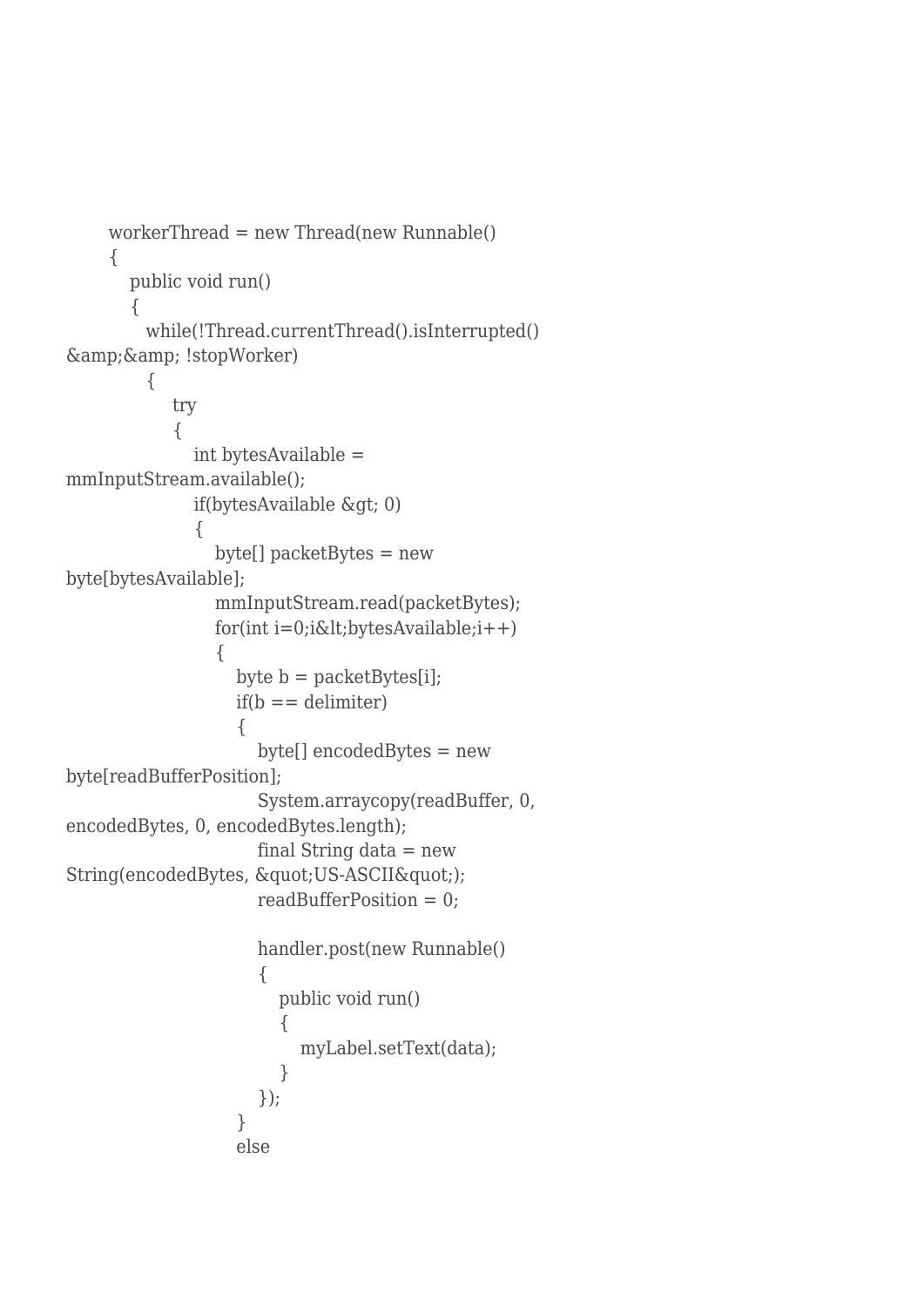```
        workerThread = new Thread(new Runnable()
        {
            public void run()
            {
                while(!Thread.currentThread().isInterrupted()
&amp;&amp; !stopWorker)
                {
                    try
                    {
                        int bytesAvailable =
mmInputStream.available();
                        if(bytesAvailable &gt; 0)
                        {
                            byte[] packetBytes = new
byte[bytesAvailable];
                            mmInputStream.read(packetBytes);
                            for(int i=0;i&lt;bytesAvailable;i++)
                            {
                                byte b = packetBytes[i];
                                if(b == delimiter)
                                {
                                    byte[] encodedBytes = new
byte[readBufferPosition];
                                    System.arraycopy(readBuffer, 0,
encodedBytes, 0, encodedBytes.length);
                                    final String data = new
String(encodedBytes, &quot;US-ASCII&quot;);
                                    readBufferPosition = 0;

                                    handler.post(new Runnable()
                                    {
                                        public void run()
                                        {
                                            myLabel.setText(data);
                                        }
                                    });
                                }
                                else
```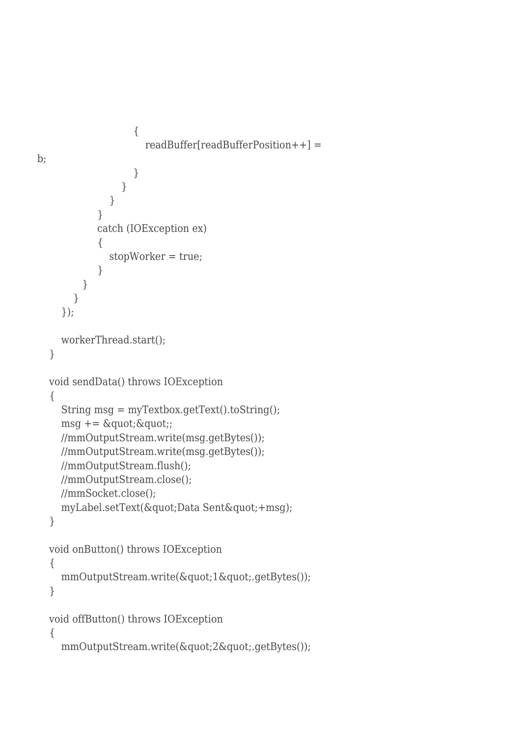```
                        {
                            readBuffer[readBufferPosition++] =
b;
                        }
                    }
                }
            }
            catch (IOException ex)
            {
                stopWorker = true;
            }
        }
    }
});

    workerThread.start();
}

void sendData() throws IOException
{
    String msg = myTextbox.getText().toString();
    msg += &quot;&quot;;
    //mmOutputStream.write(msg.getBytes());
    //mmOutputStream.write(msg.getBytes());
    //mmOutputStream.flush();
    //mmOutputStream.close();
    //mmSocket.close();
    myLabel.setText(&quot;Data Sent&quot;+msg);
}

void onButton() throws IOException
{
    mmOutputStream.write(&quot;1&quot;.getBytes());
}

void offButton() throws IOException
{
    mmOutputStream.write(&quot;2&quot;.getBytes());
```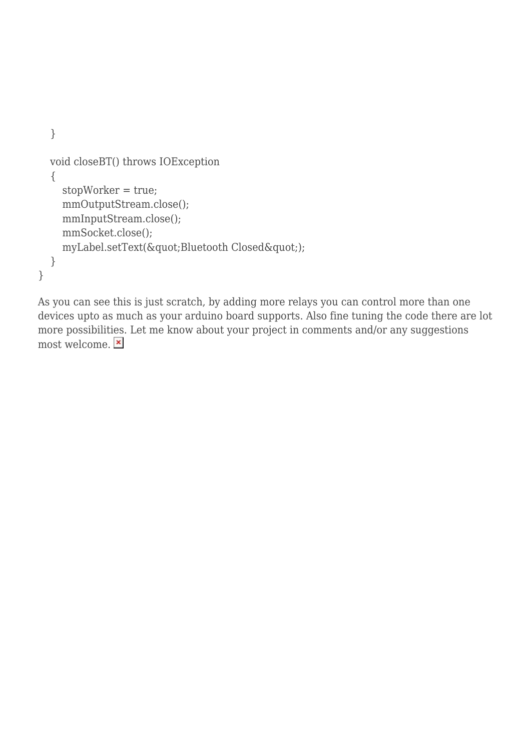```
    }

    void closeBT() throws IOException
    {
        stopWorker = true;
        mmOutputStream.close();
        mmInputStream.close();
        mmSocket.close();
        myLabel.setText(&quot;Bluetooth Closed&quot;);
    }
}
```

As you can see this is just scratch, by adding more relays you can control more than one devices upto as much as your arduino board supports. Also fine tuning the code there are lot more possibilities. Let me know about your project in comments and/or any suggestions most welcome.